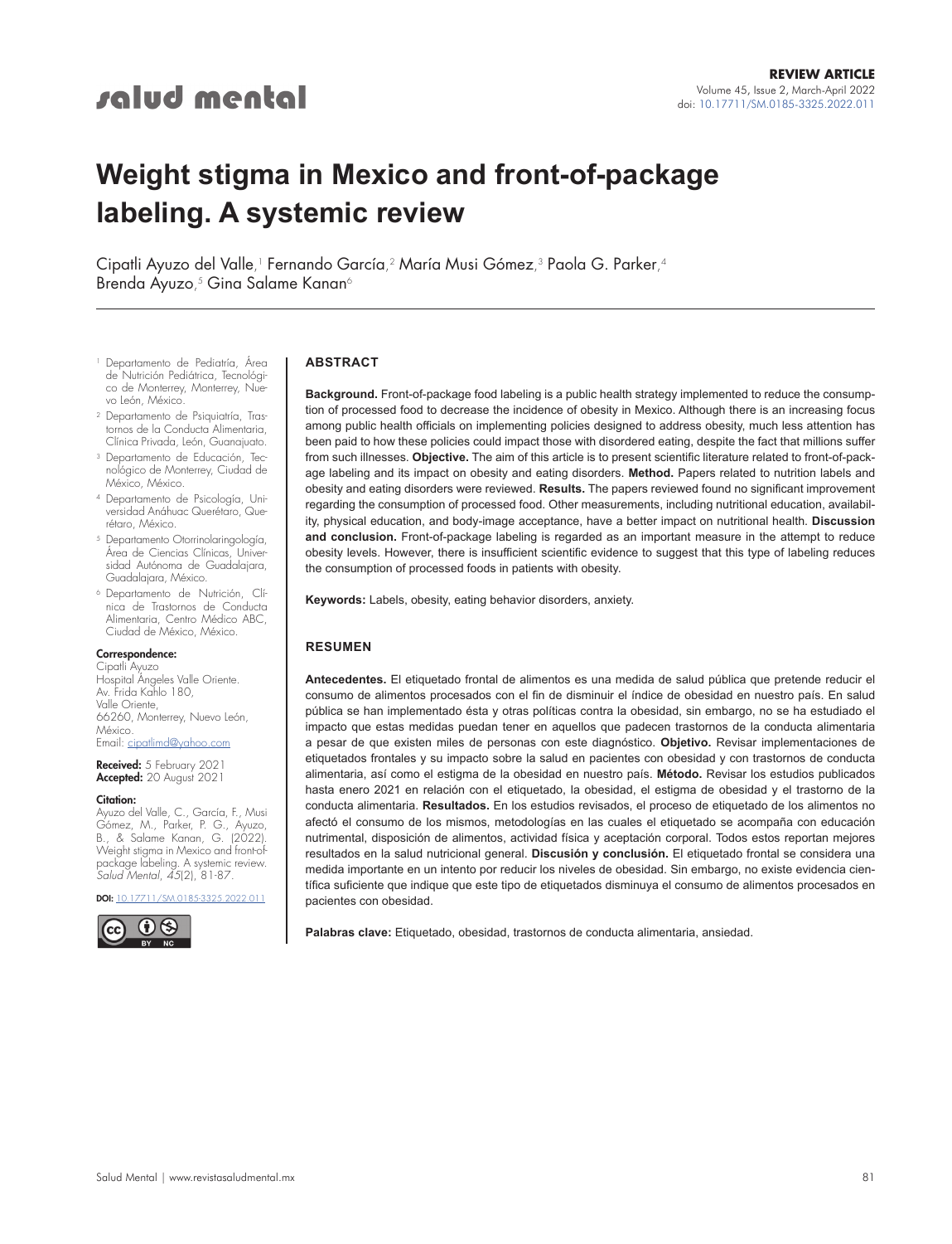salud mental

REVIEW ARTICLE
Volume 45, Issue 2, March-April 2022
doi: 10.17711/SM.0185-3325.2022.011

# Weight stigma in Mexico and front-of-package labeling. A systemic review

Cipatli Ayuzo del Valle,[1] Fernando García,[2] María Musi Gómez,[3] Paola G. Parker,[4] Brenda Ayuzo,[5] Gina Salame Kanan[6]

[1] Departamento de Pediatría, Área de Nutrición Pediátrica, Tecnológico de Monterrey, Monterrey, Nuevo León, México.
[2] Departamento de Psiquiatría, Trastornos de la Conducta Alimentaria, Clínica Privada, León, Guanajuato.
[3] Departamento de Educación, Tecnológico de Monterrey, Ciudad de México, México.
[4] Departamento de Psicología, Universidad Anáhuac Querétaro, Querétaro, México.
[5] Departamento Otorrinolaringología, Área de Ciencias Clínicas, Universidad Autónoma de Guadalajara, Guadalajara, México.
[6] Departamento de Nutrición, Clínica de Trastornos de Conducta Alimentaria, Centro Médico ABC, Ciudad de México, México.

**Correspondence:**
Cipatli Ayuzo
Hospital Ángeles Valle Oriente.
Av. Frida Kahlo 180,
Valle Oriente,
66260, Monterrey, Nuevo León,
México.
Email: cipatlimd@yahoo.com

**Received:** 5 February 2021
**Accepted:** 20 August 2021

**Citation:**
Ayuzo del Valle, C., García, F., Musi Gómez, M., Parker, P. G., Ayuzo, B., & Salame Kanan, G. (2022). Weight stigma in Mexico and front-of-package labeling. A systemic review. *Salud Mental*, *45*(2), 81-87.

**DOI:** 10.17711/SM.0185-3325.2022.011

## ABSTRACT

**Background.** Front-of-package food labeling is a public health strategy implemented to reduce the consumption of processed food to decrease the incidence of obesity in Mexico. Although there is an increasing focus among public health officials on implementing policies designed to address obesity, much less attention has been paid to how these policies could impact those with disordered eating, despite the fact that millions suffer from such illnesses. **Objective.** The aim of this article is to present scientific literature related to front-of-package labeling and its impact on obesity and eating disorders. **Method.** Papers related to nutrition labels and obesity and eating disorders were reviewed. **Results.** The papers reviewed found no significant improvement regarding the consumption of processed food. Other measurements, including nutritional education, availability, physical education, and body-image acceptance, have a better impact on nutritional health. **Discussion and conclusion.** Front-of-package labeling is regarded as an important measure in the attempt to reduce obesity levels. However, there is insufficient scientific evidence to suggest that this type of labeling reduces the consumption of processed foods in patients with obesity.

**Keywords:** Labels, obesity, eating behavior disorders, anxiety.

## RESUMEN

**Antecedentes.** El etiquetado frontal de alimentos es una medida de salud pública que pretende reducir el consumo de alimentos procesados con el fin de disminuir el índice de obesidad en nuestro país. En salud pública se han implementado ésta y otras políticas contra la obesidad, sin embargo, no se ha estudiado el impacto que estas medidas puedan tener en aquellos que padecen trastornos de la conducta alimentaria a pesar de que existen miles de personas con este diagnóstico. **Objetivo.** Revisar implementaciones de etiquetados frontales y su impacto sobre la salud en pacientes con obesidad y con trastornos de conducta alimentaria, así como el estigma de la obesidad en nuestro país. **Método.** Revisar los estudios publicados hasta enero 2021 en relación con el etiquetado, la obesidad, el estigma de obesidad y el trastorno de la conducta alimentaria. **Resultados.** En los estudios revisados, el proceso de etiquetado de los alimentos no afectó el consumo de los mismos, metodologías en las cuales el etiquetado se acompaña con educación nutrimental, disposición de alimentos, actividad física y aceptación corporal. Todos estos reportan mejores resultados en la salud nutricional general. **Discusión y conclusión.** El etiquetado frontal se considera una medida importante en un intento por reducir los niveles de obesidad. Sin embargo, no existe evidencia científica suficiente que indique que este tipo de etiquetados disminuya el consumo de alimentos procesados en pacientes con obesidad.

**Palabras clave:** Etiquetado, obesidad, trastornos de conducta alimentaria, ansiedad.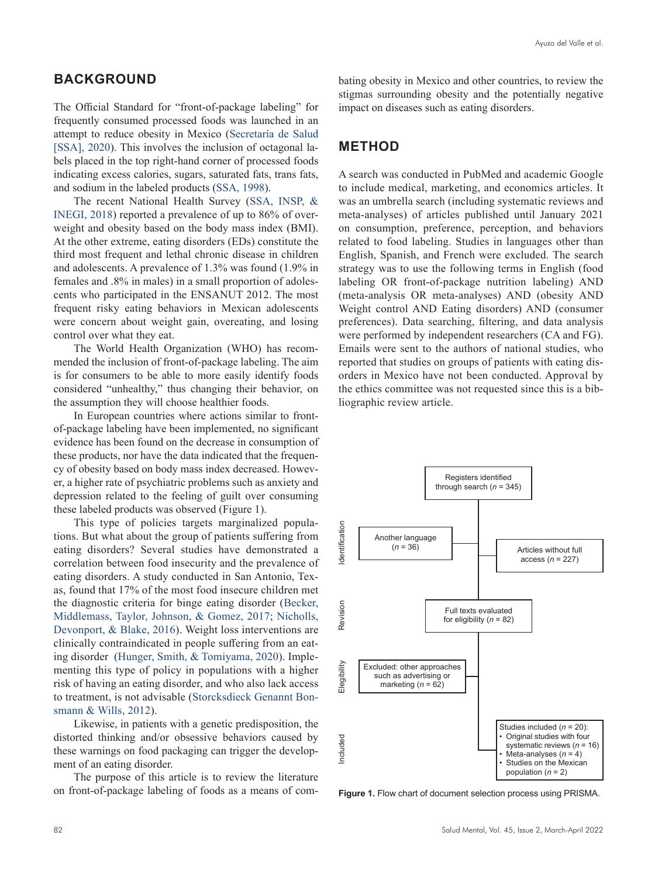## BACKGROUND

The Official Standard for "front-of-package labeling" for frequently consumed processed foods was launched in an attempt to reduce obesity in Mexico (Secretaría de Salud [SSA], 2020). This involves the inclusion of octagonal labels placed in the top right-hand corner of processed foods indicating excess calories, sugars, saturated fats, trans fats, and sodium in the labeled products (SSA, 1998).

The recent National Health Survey (SSA, INSP, & INEGI, 2018) reported a prevalence of up to 86% of overweight and obesity based on the body mass index (BMI). At the other extreme, eating disorders (EDs) constitute the third most frequent and lethal chronic disease in children and adolescents. A prevalence of 1.3% was found (1.9% in females and .8% in males) in a small proportion of adolescents who participated in the ENSANUT 2012. The most frequent risky eating behaviors in Mexican adolescents were concern about weight gain, overeating, and losing control over what they eat.

The World Health Organization (WHO) has recommended the inclusion of front-of-package labeling. The aim is for consumers to be able to more easily identify foods considered "unhealthy," thus changing their behavior, on the assumption they will choose healthier foods.

In European countries where actions similar to front-of-package labeling have been implemented, no significant evidence has been found on the decrease in consumption of these products, nor have the data indicated that the frequency of obesity based on body mass index decreased. However, a higher rate of psychiatric problems such as anxiety and depression related to the feeling of guilt over consuming these labeled products was observed (Figure 1).

This type of policies targets marginalized populations. But what about the group of patients suffering from eating disorders? Several studies have demonstrated a correlation between food insecurity and the prevalence of eating disorders. A study conducted in San Antonio, Texas, found that 17% of the most food insecure children met the diagnostic criteria for binge eating disorder (Becker, Middlemass, Taylor, Johnson, & Gomez, 2017; Nicholls, Devonport, & Blake, 2016). Weight loss interventions are clinically contraindicated in people suffering from an eating disorder (Hunger, Smith, & Tomiyama, 2020). Implementing this type of policy in populations with a higher risk of having an eating disorder, and who also lack access to treatment, is not advisable (Storcksdieck Genannt Bonsmann & Wills, 2012).

Likewise, in patients with a genetic predisposition, the distorted thinking and/or obsessive behaviors caused by these warnings on food packaging can trigger the development of an eating disorder.

The purpose of this article is to review the literature on front-of-package labeling of foods as a means of combating obesity in Mexico and other countries, to review the stigmas surrounding obesity and the potentially negative impact on diseases such as eating disorders.

## METHOD

A search was conducted in PubMed and academic Google to include medical, marketing, and economics articles. It was an umbrella search (including systematic reviews and meta-analyses) of articles published until January 2021 on consumption, preference, perception, and behaviors related to food labeling. Studies in languages other than English, Spanish, and French were excluded. The search strategy was to use the following terms in English (food labeling OR front-of-package nutrition labeling) AND (meta-analysis OR meta-analyses) AND (obesity AND Weight control AND Eating disorders) AND (consumer preferences). Data searching, filtering, and data analysis were performed by independent researchers (CA and FG). Emails were sent to the authors of national studies, who reported that studies on groups of patients with eating disorders in Mexico have not been conducted. Approval by the ethics committee was not requested since this is a bibliographic review article.

Identification

Registers identified through search (*n* = 345)

Another language (*n* = 36)

Articles without full access (*n* = 227)

Revision

Full texts evaluated for eligibility (*n* = 82)

Elegibility

Excluded: other approaches such as advertising or marketing (*n* = 62)

Included

Studies included (*n* = 20):
- Original studies with four systematic reviews (*n* = 16)
- Meta-analyses (*n* = 4)
- Studies on the Mexican population (*n* = 2)

**Figure 1.** Flow chart of document selection process using PRISMA.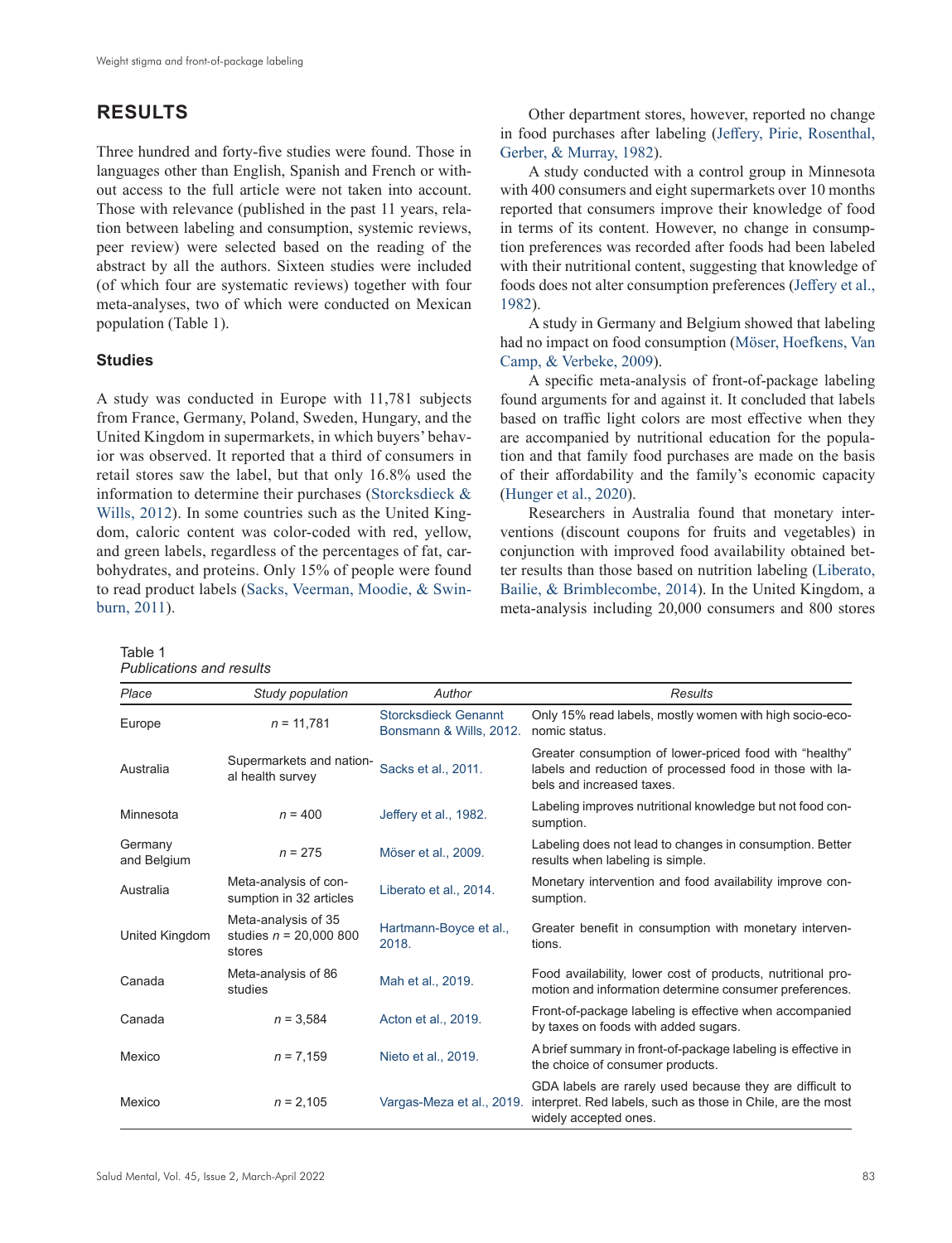## RESULTS

Three hundred and forty-five studies were found. Those in languages other than English, Spanish and French or without access to the full article were not taken into account. Those with relevance (published in the past 11 years, relation between labeling and consumption, systemic reviews, peer review) were selected based on the reading of the abstract by all the authors. Sixteen studies were included (of which four are systematic reviews) together with four meta-analyses, two of which were conducted on Mexican population (Table 1).

### Studies

A study was conducted in Europe with 11,781 subjects from France, Germany, Poland, Sweden, Hungary, and the United Kingdom in supermarkets, in which buyers' behavior was observed. It reported that a third of consumers in retail stores saw the label, but that only 16.8% used the information to determine their purchases (Storcksdieck & Wills, 2012). In some countries such as the United Kingdom, caloric content was color-coded with red, yellow, and green labels, regardless of the percentages of fat, carbohydrates, and proteins. Only 15% of people were found to read product labels (Sacks, Veerman, Moodie, & Swinburn, 2011).

Other department stores, however, reported no change in food purchases after labeling (Jeffery, Pirie, Rosenthal, Gerber, & Murray, 1982).

A study conducted with a control group in Minnesota with 400 consumers and eight supermarkets over 10 months reported that consumers improve their knowledge of food in terms of its content. However, no change in consumption preferences was recorded after foods had been labeled with their nutritional content, suggesting that knowledge of foods does not alter consumption preferences (Jeffery et al., 1982).

A study in Germany and Belgium showed that labeling had no impact on food consumption (Möser, Hoefkens, Van Camp, & Verbeke, 2009).

A specific meta-analysis of front-of-package labeling found arguments for and against it. It concluded that labels based on traffic light colors are most effective when they are accompanied by nutritional education for the population and that family food purchases are made on the basis of their affordability and the family's economic capacity (Hunger et al., 2020).

Researchers in Australia found that monetary interventions (discount coupons for fruits and vegetables) in conjunction with improved food availability obtained better results than those based on nutrition labeling (Liberato, Bailie, & Brimblecombe, 2014). In the United Kingdom, a meta-analysis including 20,000 consumers and 800 stores

Table 1
*Publications and results*

| Place | Study population | Author | Results |
|---|---|---|---|
| Europe | *n* = 11,781 | Storcksdieck Genannt Bonsmann & Wills, 2012. | Only 15% read labels, mostly women with high socio-economic status. |
| Australia | Supermarkets and national health survey | Sacks et al., 2011. | Greater consumption of lower-priced food with "healthy" labels and reduction of processed food in those with labels and increased taxes. |
| Minnesota | *n* = 400 | Jeffery et al., 1982. | Labeling improves nutritional knowledge but not food consumption. |
| Germany and Belgium | *n* = 275 | Möser et al., 2009. | Labeling does not lead to changes in consumption. Better results when labeling is simple. |
| Australia | Meta-analysis of consumption in 32 articles | Liberato et al., 2014. | Monetary intervention and food availability improve consumption. |
| United Kingdom | Meta-analysis of 35 studies *n* = 20,000 800 stores | Hartmann-Boyce et al., 2018. | Greater benefit in consumption with monetary interventions. |
| Canada | Meta-analysis of 86 studies | Mah et al., 2019. | Food availability, lower cost of products, nutritional promotion and information determine consumer preferences. |
| Canada | *n* = 3,584 | Acton et al., 2019. | Front-of-package labeling is effective when accompanied by taxes on foods with added sugars. |
| Mexico | *n* = 7,159 | Nieto et al., 2019. | A brief summary in front-of-package labeling is effective in the choice of consumer products. |
| Mexico | *n* = 2,105 | Vargas-Meza et al., 2019. | GDA labels are rarely used because they are difficult to interpret. Red labels, such as those in Chile, are the most widely accepted ones. |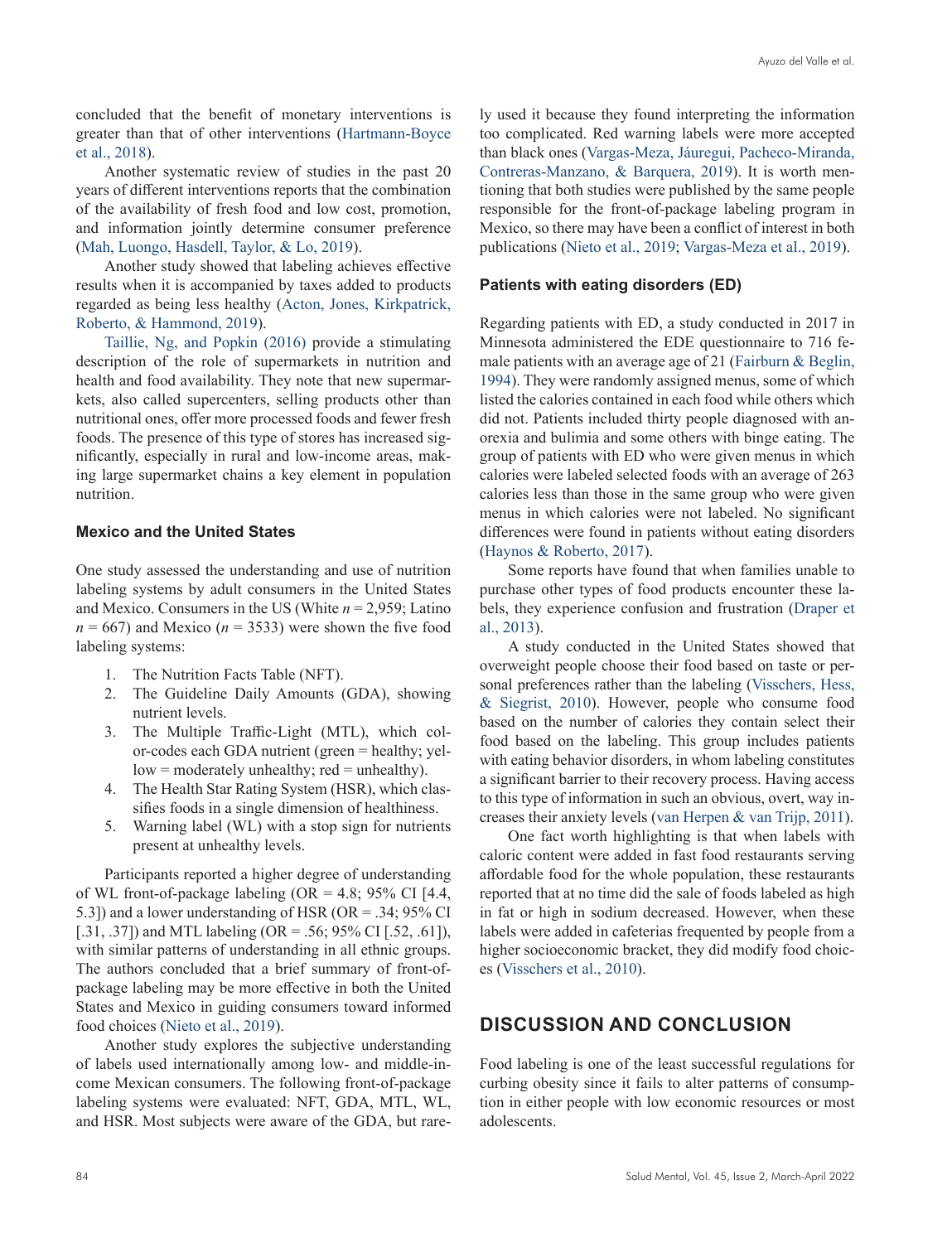concluded that the benefit of monetary interventions is greater than that of other interventions (Hartmann-Boyce et al., 2018).

Another systematic review of studies in the past 20 years of different interventions reports that the combination of the availability of fresh food and low cost, promotion, and information jointly determine consumer preference (Mah, Luongo, Hasdell, Taylor, & Lo, 2019).

Another study showed that labeling achieves effective results when it is accompanied by taxes added to products regarded as being less healthy (Acton, Jones, Kirkpatrick, Roberto, & Hammond, 2019).

Taillie, Ng, and Popkin (2016) provide a stimulating description of the role of supermarkets in nutrition and health and food availability. They note that new supermarkets, also called supercenters, selling products other than nutritional ones, offer more processed foods and fewer fresh foods. The presence of this type of stores has increased significantly, especially in rural and low-income areas, making large supermarket chains a key element in population nutrition.

### Mexico and the United States

One study assessed the understanding and use of nutrition labeling systems by adult consumers in the United States and Mexico. Consumers in the US (White *n* = 2,959; Latino *n* = 667) and Mexico (*n* = 3533) were shown the five food labeling systems:

1. The Nutrition Facts Table (NFT).
2. The Guideline Daily Amounts (GDA), showing nutrient levels.
3. The Multiple Traffic-Light (MTL), which color-codes each GDA nutrient (green = healthy; yellow = moderately unhealthy; red = unhealthy).
4. The Health Star Rating System (HSR), which classifies foods in a single dimension of healthiness.
5. Warning label (WL) with a stop sign for nutrients present at unhealthy levels.

Participants reported a higher degree of understanding of WL front-of-package labeling (OR = 4.8; 95% CI [4.4, 5.3]) and a lower understanding of HSR (OR = .34; 95% CI [.31, .37]) and MTL labeling (OR = .56; 95% CI [.52, .61]), with similar patterns of understanding in all ethnic groups. The authors concluded that a brief summary of front-of-package labeling may be more effective in both the United States and Mexico in guiding consumers toward informed food choices (Nieto et al., 2019).

Another study explores the subjective understanding of labels used internationally among low- and middle-income Mexican consumers. The following front-of-package labeling systems were evaluated: NFT, GDA, MTL, WL, and HSR. Most subjects were aware of the GDA, but rarely used it because they found interpreting the information too complicated. Red warning labels were more accepted than black ones (Vargas-Meza, Jáuregui, Pacheco-Miranda, Contreras-Manzano, & Barquera, 2019). It is worth mentioning that both studies were published by the same people responsible for the front-of-package labeling program in Mexico, so there may have been a conflict of interest in both publications (Nieto et al., 2019; Vargas-Meza et al., 2019).

### Patients with eating disorders (ED)

Regarding patients with ED, a study conducted in 2017 in Minnesota administered the EDE questionnaire to 716 female patients with an average age of 21 (Fairburn & Beglin, 1994). They were randomly assigned menus, some of which listed the calories contained in each food while others which did not. Patients included thirty people diagnosed with anorexia and bulimia and some others with binge eating. The group of patients with ED who were given menus in which calories were labeled selected foods with an average of 263 calories less than those in the same group who were given menus in which calories were not labeled. No significant differences were found in patients without eating disorders (Haynos & Roberto, 2017).

Some reports have found that when families unable to purchase other types of food products encounter these labels, they experience confusion and frustration (Draper et al., 2013).

A study conducted in the United States showed that overweight people choose their food based on taste or personal preferences rather than the labeling (Visschers, Hess, & Siegrist, 2010). However, people who consume food based on the number of calories they contain select their food based on the labeling. This group includes patients with eating behavior disorders, in whom labeling constitutes a significant barrier to their recovery process. Having access to this type of information in such an obvious, overt, way increases their anxiety levels (van Herpen & van Trijp, 2011).

One fact worth highlighting is that when labels with caloric content were added in fast food restaurants serving affordable food for the whole population, these restaurants reported that at no time did the sale of foods labeled as high in fat or high in sodium decreased. However, when these labels were added in cafeterias frequented by people from a higher socioeconomic bracket, they did modify food choices (Visschers et al., 2010).

## DISCUSSION AND CONCLUSION

Food labeling is one of the least successful regulations for curbing obesity since it fails to alter patterns of consumption in either people with low economic resources or most adolescents.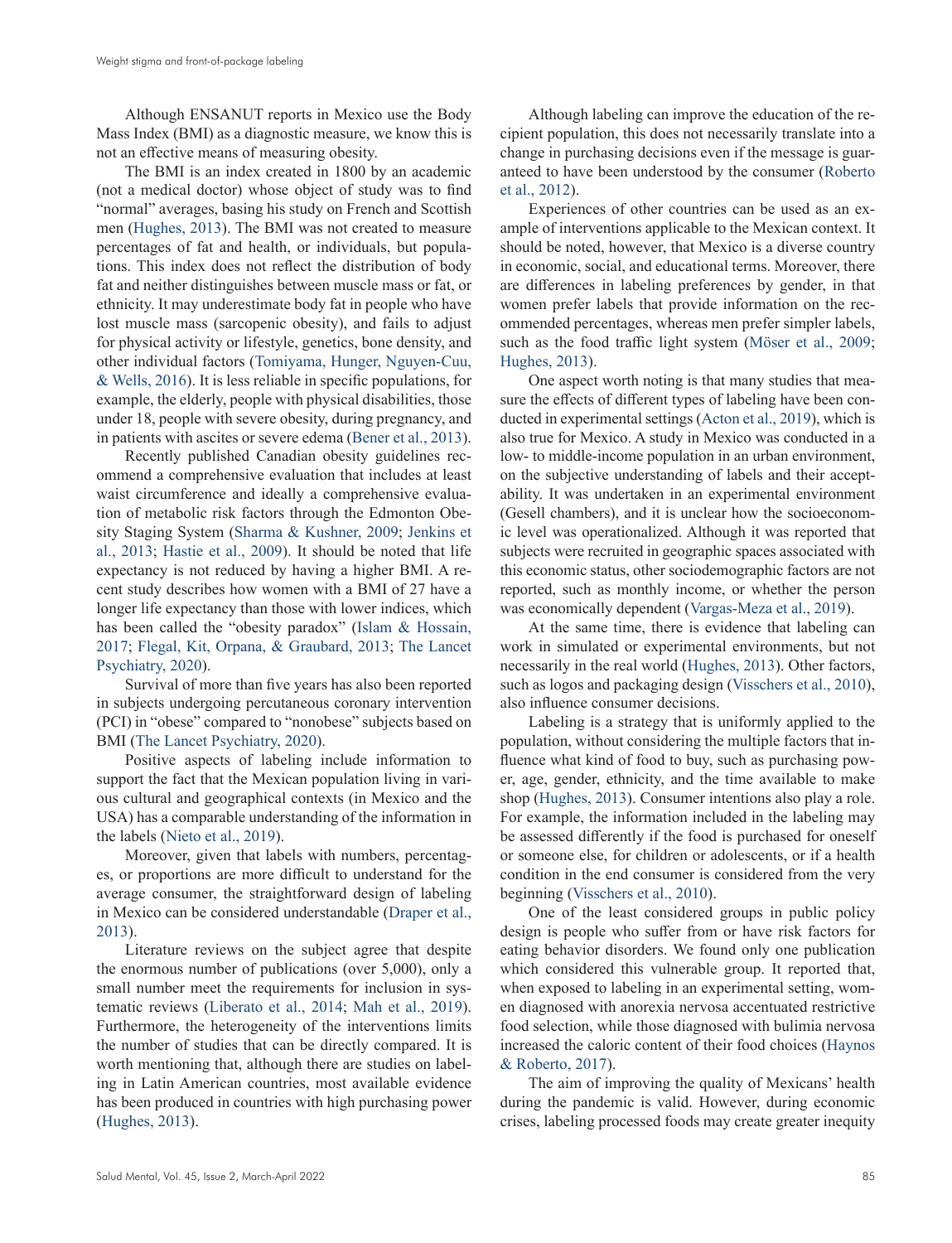Although ENSANUT reports in Mexico use the Body Mass Index (BMI) as a diagnostic measure, we know this is not an effective means of measuring obesity.

The BMI is an index created in 1800 by an academic (not a medical doctor) whose object of study was to find "normal" averages, basing his study on French and Scottish men (Hughes, 2013). The BMI was not created to measure percentages of fat and health, or individuals, but populations. This index does not reflect the distribution of body fat and neither distinguishes between muscle mass or fat, or ethnicity. It may underestimate body fat in people who have lost muscle mass (sarcopenic obesity), and fails to adjust for physical activity or lifestyle, genetics, bone density, and other individual factors (Tomiyama, Hunger, Nguyen-Cuu, & Wells, 2016). It is less reliable in specific populations, for example, the elderly, people with physical disabilities, those under 18, people with severe obesity, during pregnancy, and in patients with ascites or severe edema (Bener et al., 2013).

Recently published Canadian obesity guidelines recommend a comprehensive evaluation that includes at least waist circumference and ideally a comprehensive evaluation of metabolic risk factors through the Edmonton Obesity Staging System (Sharma & Kushner, 2009; Jenkins et al., 2013; Hastie et al., 2009). It should be noted that life expectancy is not reduced by having a higher BMI. A recent study describes how women with a BMI of 27 have a longer life expectancy than those with lower indices, which has been called the "obesity paradox" (Islam & Hossain, 2017; Flegal, Kit, Orpana, & Graubard, 2013; The Lancet Psychiatry, 2020).

Survival of more than five years has also been reported in subjects undergoing percutaneous coronary intervention (PCI) in "obese" compared to "nonobese" subjects based on BMI (The Lancet Psychiatry, 2020).

Positive aspects of labeling include information to support the fact that the Mexican population living in various cultural and geographical contexts (in Mexico and the USA) has a comparable understanding of the information in the labels (Nieto et al., 2019).

Moreover, given that labels with numbers, percentages, or proportions are more difficult to understand for the average consumer, the straightforward design of labeling in Mexico can be considered understandable (Draper et al., 2013).

Literature reviews on the subject agree that despite the enormous number of publications (over 5,000), only a small number meet the requirements for inclusion in systematic reviews (Liberato et al., 2014; Mah et al., 2019). Furthermore, the heterogeneity of the interventions limits the number of studies that can be directly compared. It is worth mentioning that, although there are studies on labeling in Latin American countries, most available evidence has been produced in countries with high purchasing power (Hughes, 2013).

Although labeling can improve the education of the recipient population, this does not necessarily translate into a change in purchasing decisions even if the message is guaranteed to have been understood by the consumer (Roberto et al., 2012).

Experiences of other countries can be used as an example of interventions applicable to the Mexican context. It should be noted, however, that Mexico is a diverse country in economic, social, and educational terms. Moreover, there are differences in labeling preferences by gender, in that women prefer labels that provide information on the recommended percentages, whereas men prefer simpler labels, such as the food traffic light system (Möser et al., 2009; Hughes, 2013).

One aspect worth noting is that many studies that measure the effects of different types of labeling have been conducted in experimental settings (Acton et al., 2019), which is also true for Mexico. A study in Mexico was conducted in a low- to middle-income population in an urban environment, on the subjective understanding of labels and their acceptability. It was undertaken in an experimental environment (Gesell chambers), and it is unclear how the socioeconomic level was operationalized. Although it was reported that subjects were recruited in geographic spaces associated with this economic status, other sociodemographic factors are not reported, such as monthly income, or whether the person was economically dependent (Vargas-Meza et al., 2019).

At the same time, there is evidence that labeling can work in simulated or experimental environments, but not necessarily in the real world (Hughes, 2013). Other factors, such as logos and packaging design (Visschers et al., 2010), also influence consumer decisions.

Labeling is a strategy that is uniformly applied to the population, without considering the multiple factors that influence what kind of food to buy, such as purchasing power, age, gender, ethnicity, and the time available to make shop (Hughes, 2013). Consumer intentions also play a role. For example, the information included in the labeling may be assessed differently if the food is purchased for oneself or someone else, for children or adolescents, or if a health condition in the end consumer is considered from the very beginning (Visschers et al., 2010).

One of the least considered groups in public policy design is people who suffer from or have risk factors for eating behavior disorders. We found only one publication which considered this vulnerable group. It reported that, when exposed to labeling in an experimental setting, women diagnosed with anorexia nervosa accentuated restrictive food selection, while those diagnosed with bulimia nervosa increased the caloric content of their food choices (Haynos & Roberto, 2017).

The aim of improving the quality of Mexicans' health during the pandemic is valid. However, during economic crises, labeling processed foods may create greater inequity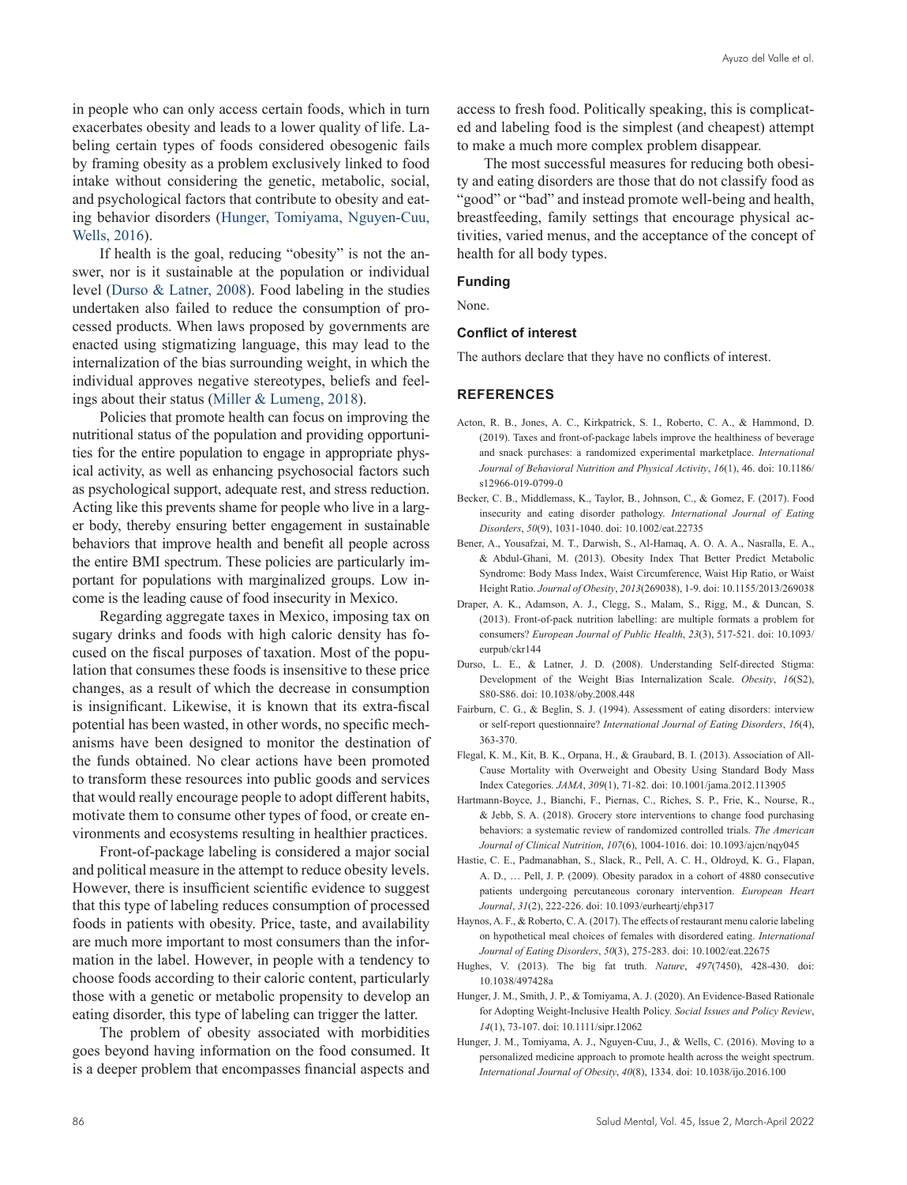in people who can only access certain foods, which in turn exacerbates obesity and leads to a lower quality of life. Labeling certain types of foods considered obesogenic fails by framing obesity as a problem exclusively linked to food intake without considering the genetic, metabolic, social, and psychological factors that contribute to obesity and eating behavior disorders (Hunger, Tomiyama, Nguyen-Cuu, Wells, 2016).

If health is the goal, reducing "obesity" is not the answer, nor is it sustainable at the population or individual level (Durso & Latner, 2008). Food labeling in the studies undertaken also failed to reduce the consumption of processed products. When laws proposed by governments are enacted using stigmatizing language, this may lead to the internalization of the bias surrounding weight, in which the individual approves negative stereotypes, beliefs and feelings about their status (Miller & Lumeng, 2018).

Policies that promote health can focus on improving the nutritional status of the population and providing opportunities for the entire population to engage in appropriate physical activity, as well as enhancing psychosocial factors such as psychological support, adequate rest, and stress reduction. Acting like this prevents shame for people who live in a larger body, thereby ensuring better engagement in sustainable behaviors that improve health and benefit all people across the entire BMI spectrum. These policies are particularly important for populations with marginalized groups. Low income is the leading cause of food insecurity in Mexico.

Regarding aggregate taxes in Mexico, imposing tax on sugary drinks and foods with high caloric density has focused on the fiscal purposes of taxation. Most of the population that consumes these foods is insensitive to these price changes, as a result of which the decrease in consumption is insignificant. Likewise, it is known that its extra-fiscal potential has been wasted, in other words, no specific mechanisms have been designed to monitor the destination of the funds obtained. No clear actions have been promoted to transform these resources into public goods and services that would really encourage people to adopt different habits, motivate them to consume other types of food, or create environments and ecosystems resulting in healthier practices.

Front-of-package labeling is considered a major social and political measure in the attempt to reduce obesity levels. However, there is insufficient scientific evidence to suggest that this type of labeling reduces consumption of processed foods in patients with obesity. Price, taste, and availability are much more important to most consumers than the information in the label. However, in people with a tendency to choose foods according to their caloric content, particularly those with a genetic or metabolic propensity to develop an eating disorder, this type of labeling can trigger the latter.

The problem of obesity associated with morbidities goes beyond having information on the food consumed. It is a deeper problem that encompasses financial aspects and access to fresh food. Politically speaking, this is complicated and labeling food is the simplest (and cheapest) attempt to make a much more complex problem disappear.

The most successful measures for reducing both obesity and eating disorders are those that do not classify food as "good" or "bad" and instead promote well-being and health, breastfeeding, family settings that encourage physical activities, varied menus, and the acceptance of the concept of health for all body types.

#### Funding

None.

#### Conflict of interest

The authors declare that they have no conflicts of interest.

## REFERENCES

Acton, R. B., Jones, A. C., Kirkpatrick, S. I., Roberto, C. A., & Hammond, D. (2019). Taxes and front-of-package labels improve the healthiness of beverage and snack purchases: a randomized experimental marketplace. *International Journal of Behavioral Nutrition and Physical Activity*, *16*(1), 46. doi: 10.1186/s12966-019-0799-0

Becker, C. B., Middlemass, K., Taylor, B., Johnson, C., & Gomez, F. (2017). Food insecurity and eating disorder pathology. *International Journal of Eating Disorders*, *50*(9), 1031-1040. doi: 10.1002/eat.22735

Bener, A., Yousafzai, M. T., Darwish, S., Al-Hamaq, A. O. A. A., Nasralla, E. A., & Abdul-Ghani, M. (2013). Obesity Index That Better Predict Metabolic Syndrome: Body Mass Index, Waist Circumference, Waist Hip Ratio, or Waist Height Ratio. *Journal of Obesity*, *2013*(269038), 1-9. doi: 10.1155/2013/269038

Draper, A. K., Adamson, A. J., Clegg, S., Malam, S., Rigg, M., & Duncan, S. (2013). Front-of-pack nutrition labelling: are multiple formats a problem for consumers? *European Journal of Public Health*, *23*(3), 517-521. doi: 10.1093/eurpub/ckr144

Durso, L. E., & Latner, J. D. (2008). Understanding Self-directed Stigma: Development of the Weight Bias Internalization Scale. *Obesity*, *16*(S2), S80-S86. doi: 10.1038/oby.2008.448

Fairburn, C. G., & Beglin, S. J. (1994). Assessment of eating disorders: interview or self-report questionnaire? *International Journal of Eating Disorders*, *16*(4), 363-370.

Flegal, K. M., Kit, B. K., Orpana, H., & Graubard, B. I. (2013). Association of All-Cause Mortality with Overweight and Obesity Using Standard Body Mass Index Categories. *JAMA*, *309*(1), 71-82. doi: 10.1001/jama.2012.113905

Hartmann-Boyce, J., Bianchi, F., Piernas, C., Riches, S. P., Frie, K., Nourse, R., & Jebb, S. A. (2018). Grocery store interventions to change food purchasing behaviors: a systematic review of randomized controlled trials. *The American Journal of Clinical Nutrition*, *107*(6), 1004-1016. doi: 10.1093/ajcn/nqy045

Hastie, C. E., Padmanabhan, S., Slack, R., Pell, A. C. H., Oldroyd, K. G., Flapan, A. D., … Pell, J. P. (2009). Obesity paradox in a cohort of 4880 consecutive patients undergoing percutaneous coronary intervention. *European Heart Journal*, *31*(2), 222-226. doi: 10.1093/eurheartj/ehp317

Haynos, A. F., & Roberto, C. A. (2017). The effects of restaurant menu calorie labeling on hypothetical meal choices of females with disordered eating. *International Journal of Eating Disorders*, *50*(3), 275-283. doi: 10.1002/eat.22675

Hughes, V. (2013). The big fat truth. *Nature*, *497*(7450), 428-430. doi: 10.1038/497428a

Hunger, J. M., Smith, J. P., & Tomiyama, A. J. (2020). An Evidence-Based Rationale for Adopting Weight-Inclusive Health Policy. *Social Issues and Policy Review*, *14*(1), 73-107. doi: 10.1111/sipr.12062

Hunger, J. M., Tomiyama, A. J., Nguyen-Cuu, J., & Wells, C. (2016). Moving to a personalized medicine approach to promote health across the weight spectrum. *International Journal of Obesity*, *40*(8), 1334. doi: 10.1038/ijo.2016.100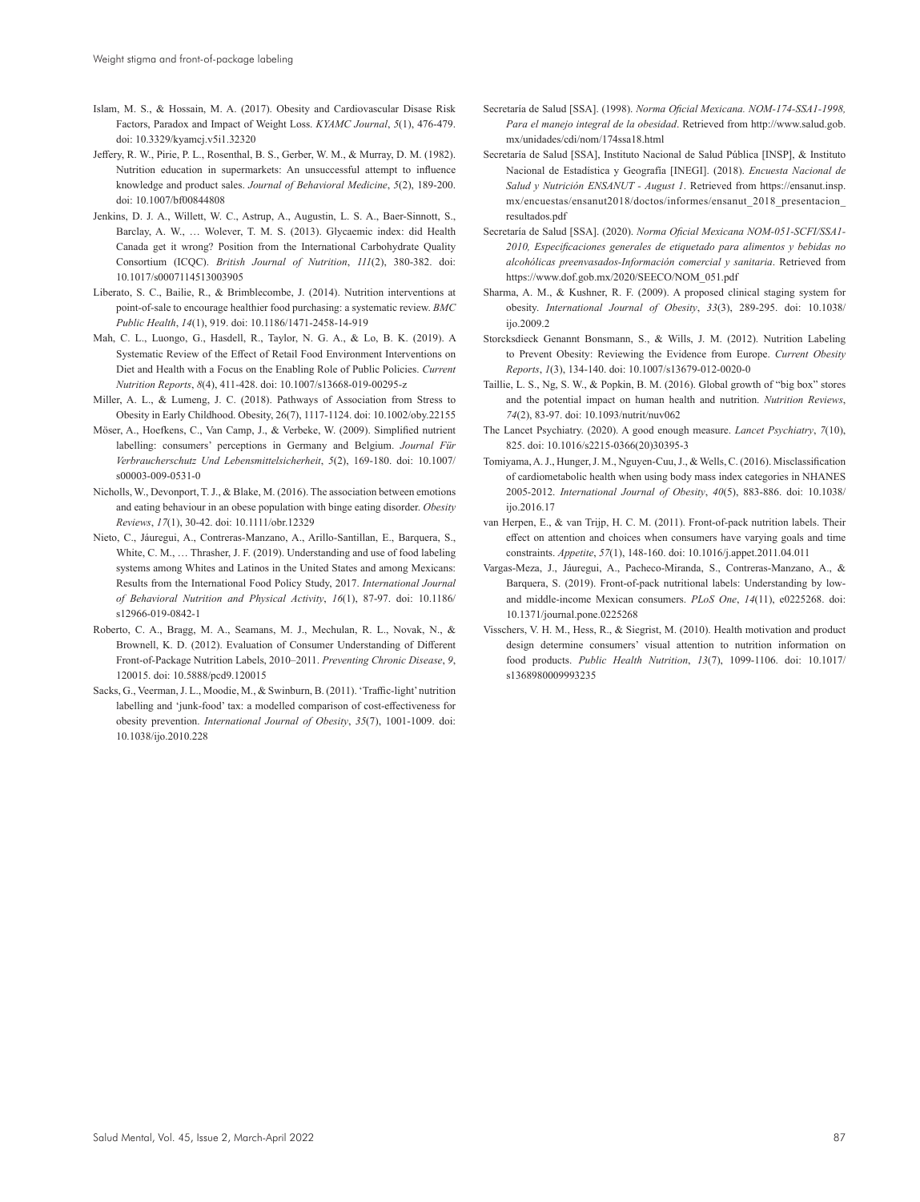Islam, M. S., & Hossain, M. A. (2017). Obesity and Cardiovascular Disase Risk Factors, Paradox and Impact of Weight Loss. *KYAMC Journal*, *5*(1), 476-479. doi: 10.3329/kyamcj.v5i1.32320

Jeffery, R. W., Pirie, P. L., Rosenthal, B. S., Gerber, W. M., & Murray, D. M. (1982). Nutrition education in supermarkets: An unsuccessful attempt to influence knowledge and product sales. *Journal of Behavioral Medicine*, *5*(2), 189-200. doi: 10.1007/bf00844808

Jenkins, D. J. A., Willett, W. C., Astrup, A., Augustin, L. S. A., Baer-Sinnott, S., Barclay, A. W., … Wolever, T. M. S. (2013). Glycaemic index: did Health Canada get it wrong? Position from the International Carbohydrate Quality Consortium (ICQC). *British Journal of Nutrition*, *111*(2), 380-382. doi: 10.1017/s0007114513003905

Liberato, S. C., Bailie, R., & Brimblecombe, J. (2014). Nutrition interventions at point-of-sale to encourage healthier food purchasing: a systematic review. *BMC Public Health*, *14*(1), 919. doi: 10.1186/1471-2458-14-919

Mah, C. L., Luongo, G., Hasdell, R., Taylor, N. G. A., & Lo, B. K. (2019). A Systematic Review of the Effect of Retail Food Environment Interventions on Diet and Health with a Focus on the Enabling Role of Public Policies. *Current Nutrition Reports*, *8*(4), 411-428. doi: 10.1007/s13668-019-00295-z

Miller, A. L., & Lumeng, J. C. (2018). Pathways of Association from Stress to Obesity in Early Childhood. Obesity, 26(7), 1117-1124. doi: 10.1002/oby.22155

Möser, A., Hoefkens, C., Van Camp, J., & Verbeke, W. (2009). Simplified nutrient labelling: consumers' perceptions in Germany and Belgium. *Journal Für Verbraucherschutz Und Lebensmittelsicherheit*, *5*(2), 169-180. doi: 10.1007/s00003-009-0531-0

Nicholls, W., Devonport, T. J., & Blake, M. (2016). The association between emotions and eating behaviour in an obese population with binge eating disorder. *Obesity Reviews*, *17*(1), 30-42. doi: 10.1111/obr.12329

Nieto, C., Jáuregui, A., Contreras-Manzano, A., Arillo-Santillan, E., Barquera, S., White, C. M., … Thrasher, J. F. (2019). Understanding and use of food labeling systems among Whites and Latinos in the United States and among Mexicans: Results from the International Food Policy Study, 2017. *International Journal of Behavioral Nutrition and Physical Activity*, *16*(1), 87-97. doi: 10.1186/s12966-019-0842-1

Roberto, C. A., Bragg, M. A., Seamans, M. J., Mechulan, R. L., Novak, N., & Brownell, K. D. (2012). Evaluation of Consumer Understanding of Different Front-of-Package Nutrition Labels, 2010–2011. *Preventing Chronic Disease*, *9*, 120015. doi: 10.5888/pcd9.120015

Sacks, G., Veerman, J. L., Moodie, M., & Swinburn, B. (2011). 'Traffic-light' nutrition labelling and 'junk-food' tax: a modelled comparison of cost-effectiveness for obesity prevention. *International Journal of Obesity*, *35*(7), 1001-1009. doi: 10.1038/ijo.2010.228

Secretaría de Salud [SSA]. (1998). *Norma Oficial Mexicana. NOM-174-SSA1-1998, Para el manejo integral de la obesidad*. Retrieved from http://www.salud.gob.mx/unidades/cdi/nom/174ssa18.html

Secretaría de Salud [SSA], Instituto Nacional de Salud Pública [INSP], & Instituto Nacional de Estadística y Geografía [INEGI]. (2018). *Encuesta Nacional de Salud y Nutrición ENSANUT - August 1*. Retrieved from https://ensanut.insp.mx/encuestas/ensanut2018/doctos/informes/ensanut_2018_presentacion_resultados.pdf

Secretaría de Salud [SSA]. (2020). *Norma Oficial Mexicana NOM-051-SCFI/SSA1-2010, Especificaciones generales de etiquetado para alimentos y bebidas no alcohólicas preenvasados-Información comercial y sanitaria*. Retrieved from https://www.dof.gob.mx/2020/SEECO/NOM_051.pdf

Sharma, A. M., & Kushner, R. F. (2009). A proposed clinical staging system for obesity. *International Journal of Obesity*, *33*(3), 289-295. doi: 10.1038/ijo.2009.2

Storcksdieck Genannt Bonsmann, S., & Wills, J. M. (2012). Nutrition Labeling to Prevent Obesity: Reviewing the Evidence from Europe. *Current Obesity Reports*, *1*(3), 134-140. doi: 10.1007/s13679-012-0020-0

Taillie, L. S., Ng, S. W., & Popkin, B. M. (2016). Global growth of "big box" stores and the potential impact on human health and nutrition. *Nutrition Reviews*, *74*(2), 83-97. doi: 10.1093/nutrit/nuv062

The Lancet Psychiatry. (2020). A good enough measure. *Lancet Psychiatry*, *7*(10), 825. doi: 10.1016/s2215-0366(20)30395-3

Tomiyama, A. J., Hunger, J. M., Nguyen-Cuu, J., & Wells, C. (2016). Misclassification of cardiometabolic health when using body mass index categories in NHANES 2005-2012. *International Journal of Obesity*, *40*(5), 883-886. doi: 10.1038/ijo.2016.17

van Herpen, E., & van Trijp, H. C. M. (2011). Front-of-pack nutrition labels. Their effect on attention and choices when consumers have varying goals and time constraints. *Appetite*, *57*(1), 148-160. doi: 10.1016/j.appet.2011.04.011

Vargas-Meza, J., Jáuregui, A., Pacheco-Miranda, S., Contreras-Manzano, A., & Barquera, S. (2019). Front-of-pack nutritional labels: Understanding by low- and middle-income Mexican consumers. *PLoS One*, *14*(11), e0225268. doi: 10.1371/journal.pone.0225268

Visschers, V. H. M., Hess, R., & Siegrist, M. (2010). Health motivation and product design determine consumers' visual attention to nutrition information on food products. *Public Health Nutrition*, *13*(7), 1099-1106. doi: 10.1017/s1368980009993235